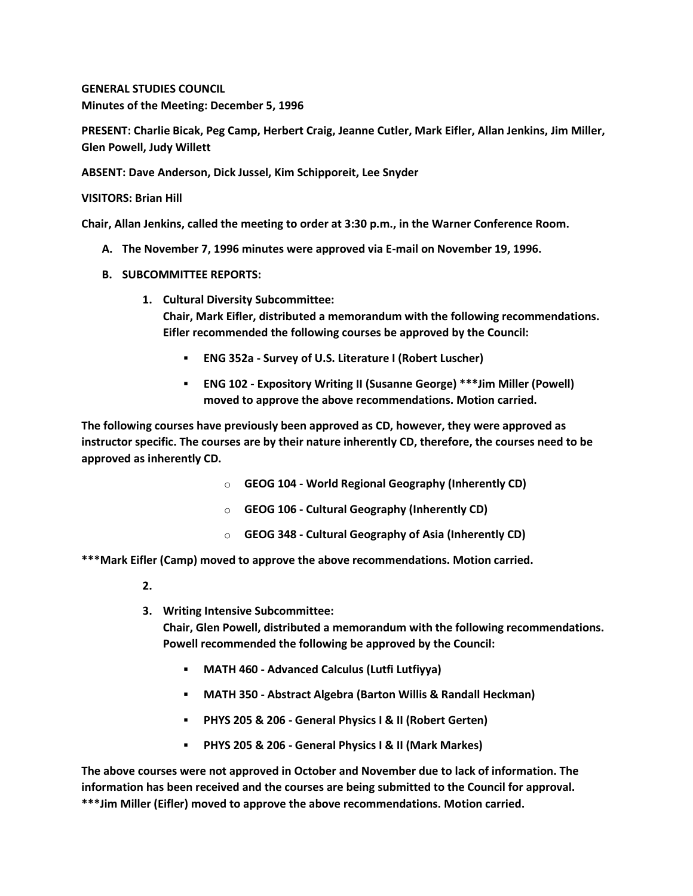**GENERAL STUDIES COUNCIL**
**Minutes of the Meeting: December 5, 1996**

**PRESENT: Charlie Bicak, Peg Camp, Herbert Craig, Jeanne Cutler, Mark Eifler, Allan Jenkins, Jim Miller, Glen Powell, Judy Willett**

**ABSENT: Dave Anderson, Dick Jussel, Kim Schipporeit, Lee Snyder**

**VISITORS: Brian Hill**

**Chair, Allan Jenkins, called the meeting to order at 3:30 p.m., in the Warner Conference Room.**

A. **The November 7, 1996 minutes were approved via E-mail on November 19, 1996.**

B. **SUBCOMMITTEE REPORTS:**

   1. **Cultural Diversity Subcommittee:**
      **Chair, Mark Eifler, distributed a memorandum with the following recommendations. Eifler recommended the following courses be approved by the Council:**

      - **ENG 352a - Survey of U.S. Literature I (Robert Luscher)**
      - **ENG 102 - Expository Writing II (Susanne George) \*\*\*Jim Miller (Powell) moved to approve the above recommendations. Motion carried.**

**The following courses have previously been approved as CD, however, they were approved as instructor specific. The courses are by their nature inherently CD, therefore, the courses need to be approved as inherently CD.**

- **GEOG 104 - World Regional Geography (Inherently CD)**
- **GEOG 106 - Cultural Geography (Inherently CD)**
- **GEOG 348 - Cultural Geography of Asia (Inherently CD)**

**\*\*\*Mark Eifler (Camp) moved to approve the above recommendations. Motion carried.**

   2.

   3. **Writing Intensive Subcommittee:**
      **Chair, Glen Powell, distributed a memorandum with the following recommendations. Powell recommended the following be approved by the Council:**

      - **MATH 460 - Advanced Calculus (Lutfi Lutfiyya)**
      - **MATH 350 - Abstract Algebra (Barton Willis & Randall Heckman)**
      - **PHYS 205 & 206 - General Physics I & II (Robert Gerten)**
      - **PHYS 205 & 206 - General Physics I & II (Mark Markes)**

**The above courses were not approved in October and November due to lack of information. The information has been received and the courses are being submitted to the Council for approval.**
**\*\*\*Jim Miller (Eifler) moved to approve the above recommendations. Motion carried.**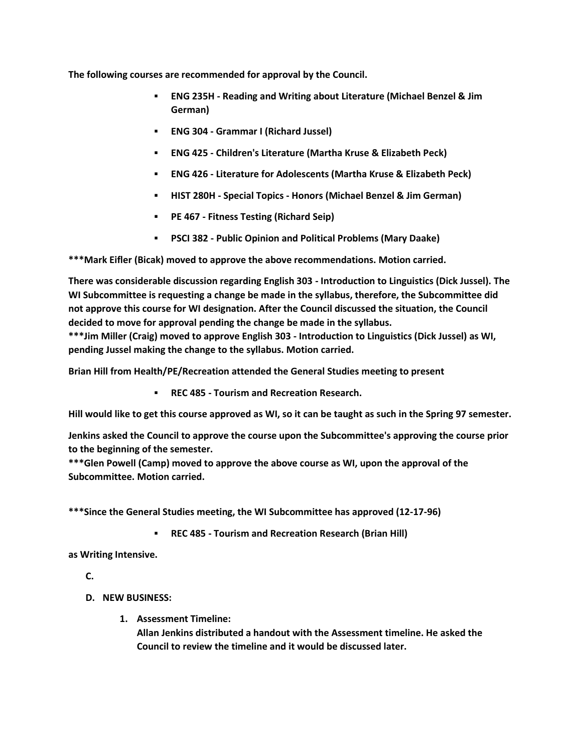**The following courses are recommended for approval by the Council.**

- **ENG 235H - Reading and Writing about Literature (Michael Benzel & Jim German)**
- **ENG 304 - Grammar I (Richard Jussel)**
- **ENG 425 - Children's Literature (Martha Kruse & Elizabeth Peck)**
- **ENG 426 - Literature for Adolescents (Martha Kruse & Elizabeth Peck)**
- **HIST 280H - Special Topics - Honors (Michael Benzel & Jim German)**
- **PE 467 - Fitness Testing (Richard Seip)**
- **PSCI 382 - Public Opinion and Political Problems (Mary Daake)**

**\*\*\*Mark Eifler (Bicak) moved to approve the above recommendations. Motion carried.**

**There was considerable discussion regarding English 303 - Introduction to Linguistics (Dick Jussel). The WI Subcommittee is requesting a change be made in the syllabus, therefore, the Subcommittee did not approve this course for WI designation. After the Council discussed the situation, the Council decided to move for approval pending the change be made in the syllabus.**
**\*\*\*Jim Miller (Craig) moved to approve English 303 - Introduction to Linguistics (Dick Jussel) as WI, pending Jussel making the change to the syllabus. Motion carried.**

**Brian Hill from Health/PE/Recreation attended the General Studies meeting to present**

- **REC 485 - Tourism and Recreation Research.**

**Hill would like to get this course approved as WI, so it can be taught as such in the Spring 97 semester.**

**Jenkins asked the Council to approve the course upon the Subcommittee's approving the course prior to the beginning of the semester.**
**\*\*\*Glen Powell (Camp) moved to approve the above course as WI, upon the approval of the Subcommittee. Motion carried.**

**\*\*\*Since the General Studies meeting, the WI Subcommittee has approved (12-17-96)**

- **REC 485 - Tourism and Recreation Research (Brian Hill)**

**as Writing Intensive.**

**C.**

**D. NEW BUSINESS:**

1. **Assessment Timeline:**
   **Allan Jenkins distributed a handout with the Assessment timeline. He asked the Council to review the timeline and it would be discussed later.**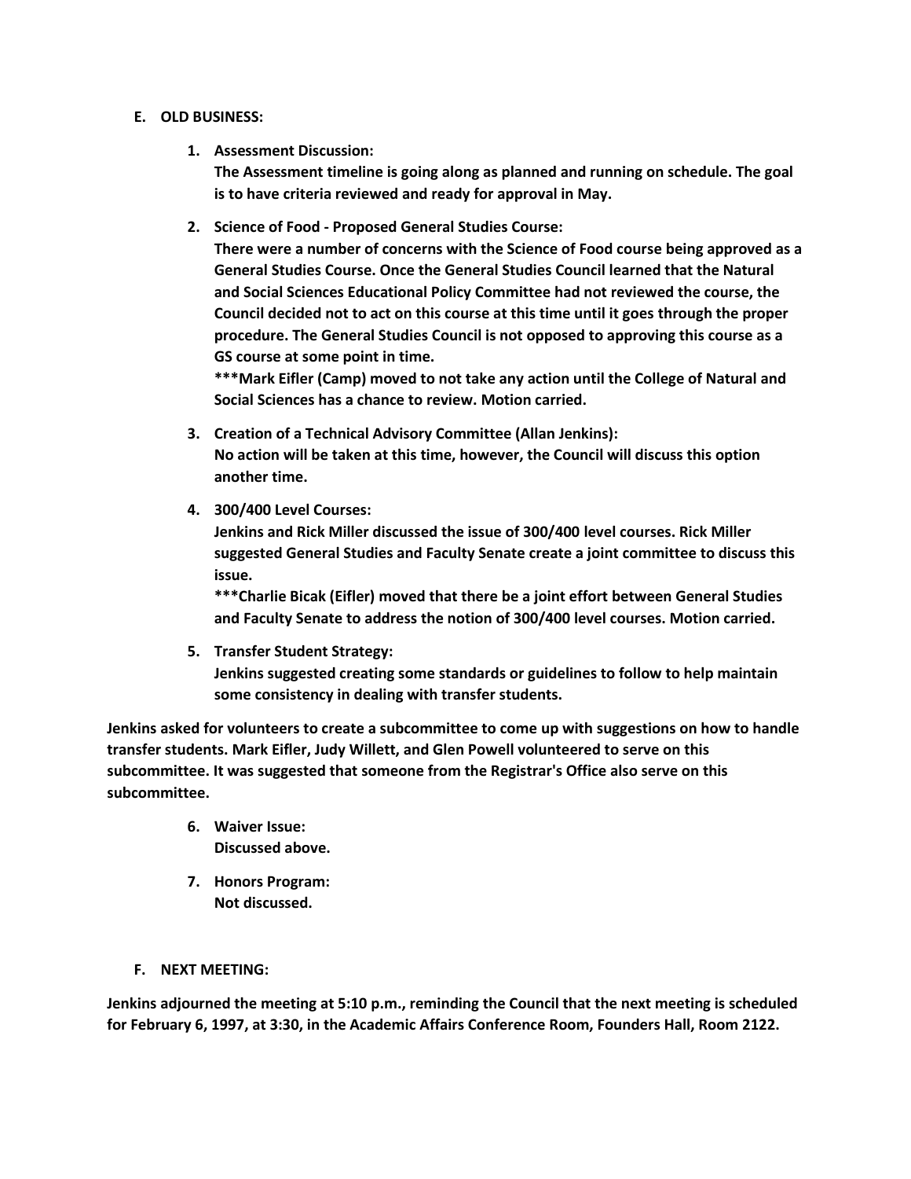## E. OLD BUSINESS:

1. **Assessment Discussion:**
   **The Assessment timeline is going along as planned and running on schedule. The goal is to have criteria reviewed and ready for approval in May.**

2. **Science of Food - Proposed General Studies Course:**
   **There were a number of concerns with the Science of Food course being approved as a General Studies Course. Once the General Studies Council learned that the Natural and Social Sciences Educational Policy Committee had not reviewed the course, the Council decided not to act on this course at this time until it goes through the proper procedure. The General Studies Council is not opposed to approving this course as a GS course at some point in time.**
   **\*\*\*Mark Eifler (Camp) moved to not take any action until the College of Natural and Social Sciences has a chance to review. Motion carried.**

3. **Creation of a Technical Advisory Committee (Allan Jenkins):**
   **No action will be taken at this time, however, the Council will discuss this option another time.**

4. **300/400 Level Courses:**
   **Jenkins and Rick Miller discussed the issue of 300/400 level courses. Rick Miller suggested General Studies and Faculty Senate create a joint committee to discuss this issue.**
   **\*\*\*Charlie Bicak (Eifler) moved that there be a joint effort between General Studies and Faculty Senate to address the notion of 300/400 level courses. Motion carried.**

5. **Transfer Student Strategy:**
   **Jenkins suggested creating some standards or guidelines to follow to help maintain some consistency in dealing with transfer students.**

**Jenkins asked for volunteers to create a subcommittee to come up with suggestions on how to handle transfer students. Mark Eifler, Judy Willett, and Glen Powell volunteered to serve on this subcommittee. It was suggested that someone from the Registrar's Office also serve on this subcommittee.**

6. **Waiver Issue:**
   **Discussed above.**

7. **Honors Program:**
   **Not discussed.**

## F. NEXT MEETING:

**Jenkins adjourned the meeting at 5:10 p.m., reminding the Council that the next meeting is scheduled for February 6, 1997, at 3:30, in the Academic Affairs Conference Room, Founders Hall, Room 2122.**